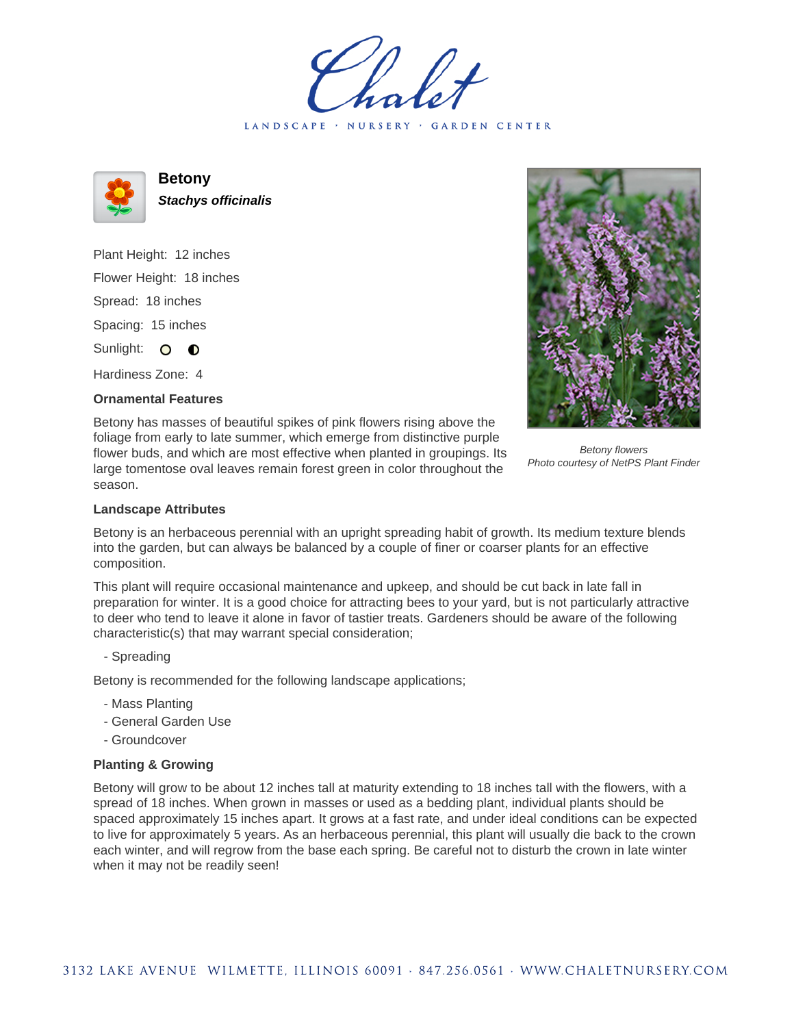Chalet

LANDSCAPE · NURSERY · GARDEN CENTER

# Betony

***Stachys officinalis***

Plant Height: 12 inches

Flower Height: 18 inches

Spread: 18 inches

Spacing: 15 inches

Sunlight: ○ ◐

Hardiness Zone: 4

### Ornamental Features

Betony has masses of beautiful spikes of pink flowers rising above the foliage from early to late summer, which emerge from distinctive purple flower buds, and which are most effective when planted in groupings. Its large tomentose oval leaves remain forest green in color throughout the season.

*Betony flowers*
*Photo courtesy of NetPS Plant Finder*

### Landscape Attributes

Betony is an herbaceous perennial with an upright spreading habit of growth. Its medium texture blends into the garden, but can always be balanced by a couple of finer or coarser plants for an effective composition.

This plant will require occasional maintenance and upkeep, and should be cut back in late fall in preparation for winter. It is a good choice for attracting bees to your yard, but is not particularly attractive to deer who tend to leave it alone in favor of tastier treats. Gardeners should be aware of the following characteristic(s) that may warrant special consideration;

- Spreading

Betony is recommended for the following landscape applications;

- Mass Planting
- General Garden Use
- Groundcover

### Planting & Growing

Betony will grow to be about 12 inches tall at maturity extending to 18 inches tall with the flowers, with a spread of 18 inches. When grown in masses or used as a bedding plant, individual plants should be spaced approximately 15 inches apart. It grows at a fast rate, and under ideal conditions can be expected to live for approximately 5 years. As an herbaceous perennial, this plant will usually die back to the crown each winter, and will regrow from the base each spring. Be careful not to disturb the crown in late winter when it may not be readily seen!

3132 LAKE AVENUE WILMETTE, ILLINOIS 60091 · 847.256.0561 · WWW.CHALETNURSERY.COM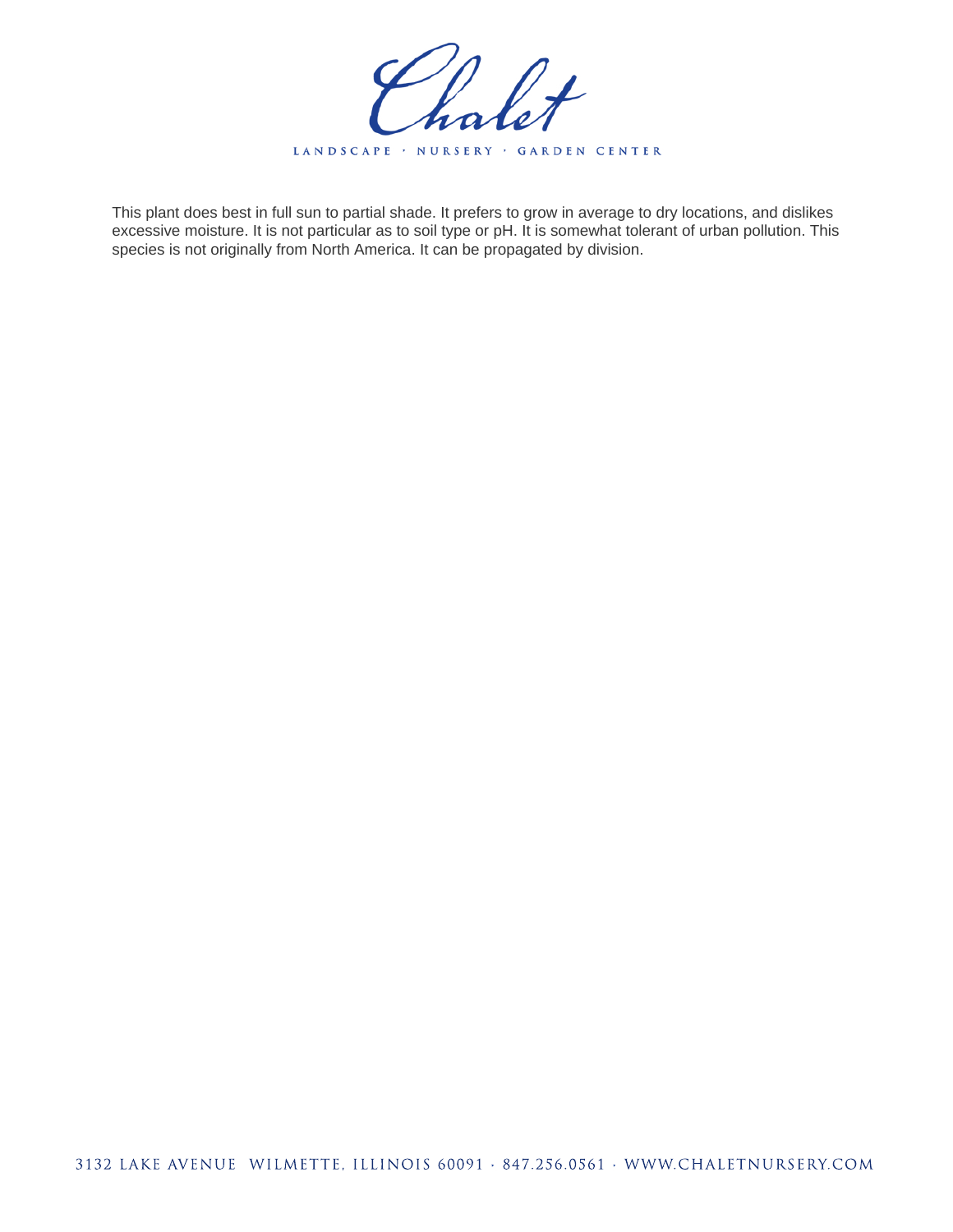This plant does best in full sun to partial shade. It prefers to grow in average to dry locations, and dislikes excessive moisture. It is not particular as to soil type or pH. It is somewhat tolerant of urban pollution. This species is not originally from North America. It can be propagated by division.